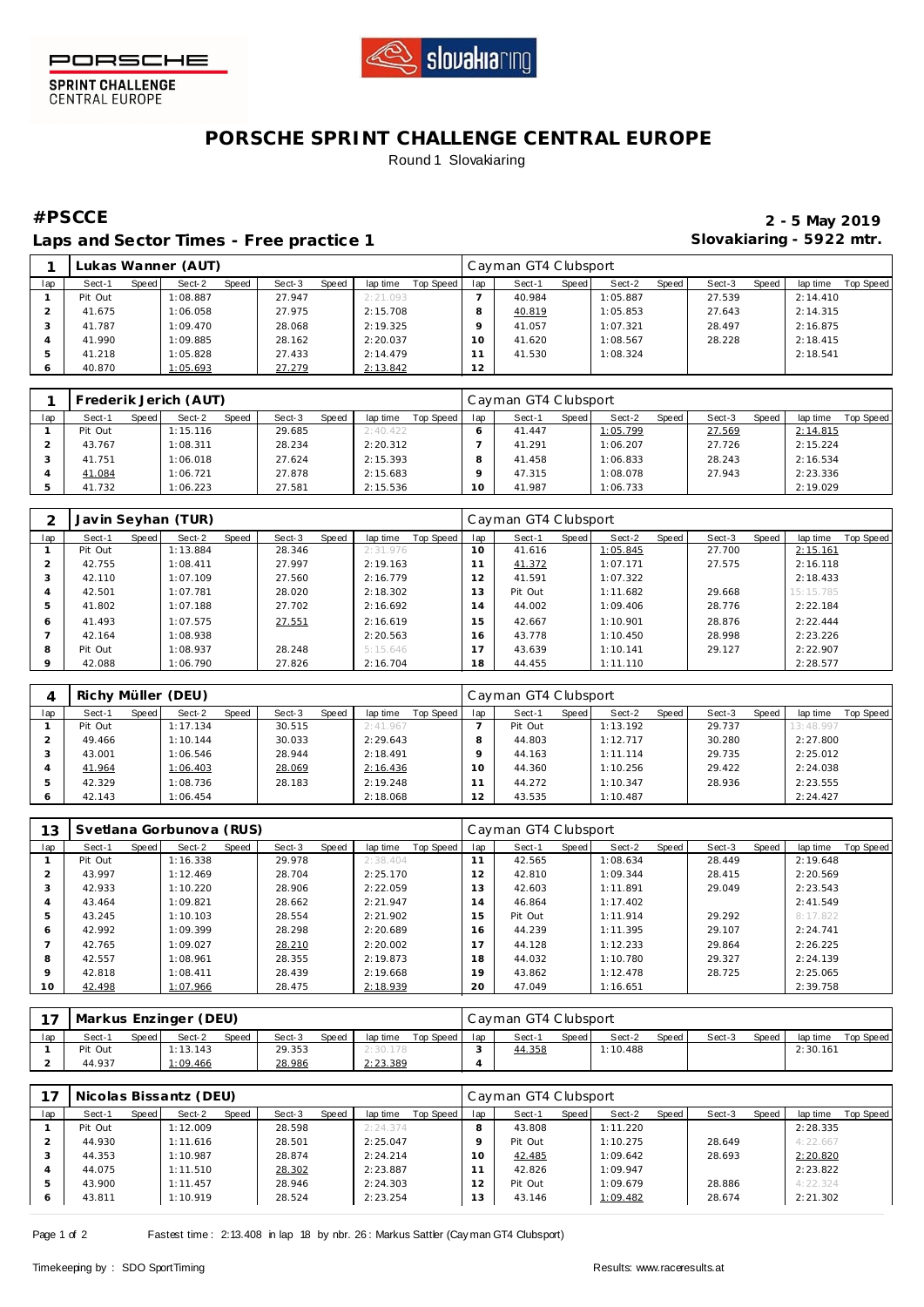PORSCHE SPRINT CHALLENGE CENTRAL EUROPE

# PORSCHE SPRINT CHALLENGE CENTRAL EUROPE

Round 1 Slovakiaring

## #PSCCE

**Laps and Sector Times - Free practice 1**

**2 - 5 May 2019**
**Slovakiaring - 5922 mtr.**

### 1 Lukas Wanner (AUT) — Cayman GT4 Clubsport

| lap | Sect-1 | Speed | Sect-2 | Speed | Sect-3 | Speed | lap time | Top Speed | lap | Sect-1 | Speed | Sect-2 | Speed | Sect-3 | Speed | lap time | Top Speed |
|---|---|---|---|---|---|---|---|---|---|---|---|---|---|---|---|---|---|
| 1 | Pit Out | | 1:08.887 | | 27.947 | | 2:21.093 | | 7 | 40.984 | | 1:05.887 | | 27.539 | | 2:14.410 | |
| 2 | 41.675 | | 1:06.058 | | 27.975 | | 2:15.708 | | 8 | 40.819 | | 1:05.853 | | 27.643 | | 2:14.315 | |
| 3 | 41.787 | | 1:09.470 | | 28.068 | | 2:19.325 | | 9 | 41.057 | | 1:07.321 | | 28.497 | | 2:16.875 | |
| 4 | 41.990 | | 1:09.885 | | 28.162 | | 2:20.037 | | 10 | 41.620 | | 1:08.567 | | 28.228 | | 2:18.415 | |
| 5 | 41.218 | | 1:05.828 | | 27.433 | | 2:14.479 | | 11 | 41.530 | | 1:08.324 | | | | 2:18.541 | |
| 6 | 40.870 | | 1:05.693 | | 27.279 | | 2:13.842 | | 12 | | | | | | | | |

### 1 Frederik Jerich (AUT) — Cayman GT4 Clubsport

| lap | Sect-1 | Speed | Sect-2 | Speed | Sect-3 | Speed | lap time | Top Speed | lap | Sect-1 | Speed | Sect-2 | Speed | Sect-3 | Speed | lap time | Top Speed |
|---|---|---|---|---|---|---|---|---|---|---|---|---|---|---|---|---|---|
| 1 | Pit Out | | 1:15.116 | | 29.685 | | 2:40.422 | | 6 | 41.447 | | 1:05.799 | | 27.569 | | 2:14.815 | |
| 2 | 43.767 | | 1:08.311 | | 28.234 | | 2:20.312 | | 7 | 41.291 | | 1:06.207 | | 27.726 | | 2:15.224 | |
| 3 | 41.751 | | 1:06.018 | | 27.624 | | 2:15.393 | | 8 | 41.458 | | 1:06.833 | | 28.243 | | 2:16.534 | |
| 4 | 41.084 | | 1:06.721 | | 27.878 | | 2:15.683 | | 9 | 47.315 | | 1:08.078 | | 27.943 | | 2:23.336 | |
| 5 | 41.732 | | 1:06.223 | | 27.581 | | 2:15.536 | | 10 | 41.987 | | 1:06.733 | | | | 2:19.029 | |

### 2 Javin Seyhan (TUR) — Cayman GT4 Clubsport

| lap | Sect-1 | Speed | Sect-2 | Speed | Sect-3 | Speed | lap time | Top Speed | lap | Sect-1 | Speed | Sect-2 | Speed | Sect-3 | Speed | lap time | Top Speed |
|---|---|---|---|---|---|---|---|---|---|---|---|---|---|---|---|---|---|
| 1 | Pit Out | | 1:13.884 | | 28.346 | | 2:31.976 | | 10 | 41.616 | | 1:05.845 | | 27.700 | | 2:15.161 | |
| 2 | 42.755 | | 1:08.411 | | 27.997 | | 2:19.163 | | 11 | 41.372 | | 1:07.171 | | 27.575 | | 2:16.118 | |
| 3 | 42.110 | | 1:07.109 | | 27.560 | | 2:16.779 | | 12 | 41.591 | | 1:07.322 | | | | 2:18.433 | |
| 4 | 42.501 | | 1:07.781 | | 28.020 | | 2:18.302 | | 13 | Pit Out | | 1:11.682 | | 29.668 | | 15:15.785 | |
| 5 | 41.802 | | 1:07.188 | | 27.702 | | 2:16.692 | | 14 | 44.002 | | 1:09.406 | | 28.776 | | 2:22.184 | |
| 6 | 41.493 | | 1:07.575 | | 27.551 | | 2:16.619 | | 15 | 42.667 | | 1:10.901 | | 28.876 | | 2:22.444 | |
| 7 | 42.164 | | 1:08.938 | | | | 2:20.563 | | 16 | 43.778 | | 1:10.450 | | 28.998 | | 2:23.226 | |
| 8 | Pit Out | | 1:08.937 | | 28.248 | | 5:15.646 | | 17 | 43.639 | | 1:10.141 | | 29.127 | | 2:22.907 | |
| 9 | 42.088 | | 1:06.790 | | 27.826 | | 2:16.704 | | 18 | 44.455 | | 1:11.110 | | | | 2:28.577 | |

### 4 Richy Müller (DEU) — Cayman GT4 Clubsport

| lap | Sect-1 | Speed | Sect-2 | Speed | Sect-3 | Speed | lap time | Top Speed | lap | Sect-1 | Speed | Sect-2 | Speed | Sect-3 | Speed | lap time | Top Speed |
|---|---|---|---|---|---|---|---|---|---|---|---|---|---|---|---|---|---|
| 1 | Pit Out | | 1:17.134 | | 30.515 | | 2:41.967 | | 7 | Pit Out | | 1:13.192 | | 29.737 | | 13:48.997 | |
| 2 | 49.466 | | 1:10.144 | | 30.033 | | 2:29.643 | | 8 | 44.803 | | 1:12.717 | | 30.280 | | 2:27.800 | |
| 3 | 43.001 | | 1:06.546 | | 28.944 | | 2:18.491 | | 9 | 44.163 | | 1:11.114 | | 29.735 | | 2:25.012 | |
| 4 | 41.964 | | 1:06.403 | | 28.069 | | 2:16.436 | | 10 | 44.360 | | 1:10.256 | | 29.422 | | 2:24.038 | |
| 5 | 42.329 | | 1:08.736 | | 28.183 | | 2:19.248 | | 11 | 44.272 | | 1:10.347 | | 28.936 | | 2:23.555 | |
| 6 | 42.143 | | 1:06.454 | | | | 2:18.068 | | 12 | 43.535 | | 1:10.487 | | | | 2:24.427 | |

### 13 Svetlana Gorbunova (RUS) — Cayman GT4 Clubsport

| lap | Sect-1 | Speed | Sect-2 | Speed | Sect-3 | Speed | lap time | Top Speed | lap | Sect-1 | Speed | Sect-2 | Speed | Sect-3 | Speed | lap time | Top Speed |
|---|---|---|---|---|---|---|---|---|---|---|---|---|---|---|---|---|---|
| 1 | Pit Out | | 1:16.338 | | 29.978 | | 2:38.404 | | 11 | 42.565 | | 1:08.634 | | 28.449 | | 2:19.648 | |
| 2 | 43.997 | | 1:12.469 | | 28.704 | | 2:25.170 | | 12 | 42.810 | | 1:09.344 | | 28.415 | | 2:20.569 | |
| 3 | 42.933 | | 1:10.220 | | 28.906 | | 2:22.059 | | 13 | 42.603 | | 1:11.891 | | 29.049 | | 2:23.543 | |
| 4 | 43.464 | | 1:09.821 | | 28.662 | | 2:21.947 | | 14 | 46.864 | | 1:17.402 | | | | 2:41.549 | |
| 5 | 43.245 | | 1:10.103 | | 28.554 | | 2:21.902 | | 15 | Pit Out | | 1:11.914 | | 29.292 | | 8:17.822 | |
| 6 | 42.992 | | 1:09.399 | | 28.298 | | 2:20.689 | | 16 | 44.239 | | 1:11.395 | | 29.107 | | 2:24.741 | |
| 7 | 42.765 | | 1:09.027 | | 28.210 | | 2:20.002 | | 17 | 44.128 | | 1:12.233 | | 29.864 | | 2:26.225 | |
| 8 | 42.557 | | 1:08.961 | | 28.355 | | 2:19.873 | | 18 | 44.032 | | 1:10.780 | | 29.327 | | 2:24.139 | |
| 9 | 42.818 | | 1:08.411 | | 28.439 | | 2:19.668 | | 19 | 43.862 | | 1:12.478 | | 28.725 | | 2:25.065 | |
| 10 | 42.498 | | 1:07.966 | | 28.475 | | 2:18.939 | | 20 | 47.049 | | 1:16.651 | | | | 2:39.758 | |

### 17 Markus Enzinger (DEU) — Cayman GT4 Clubsport

| lap | Sect-1 | Speed | Sect-2 | Speed | Sect-3 | Speed | lap time | Top Speed | lap | Sect-1 | Speed | Sect-2 | Speed | Sect-3 | Speed | lap time | Top Speed |
|---|---|---|---|---|---|---|---|---|---|---|---|---|---|---|---|---|---|
| 1 | Pit Out | | 1:13.143 | | 29.353 | | 2:30.178 | | 3 | 44.358 | | 1:10.488 | | | | 2:30.161 | |
| 2 | 44.937 | | 1:09.466 | | 28.986 | | 2:23.389 | | 4 | | | | | | | | |

### 17 Nicolas Bissantz (DEU) — Cayman GT4 Clubsport

| lap | Sect-1 | Speed | Sect-2 | Speed | Sect-3 | Speed | lap time | Top Speed | lap | Sect-1 | Speed | Sect-2 | Speed | Sect-3 | Speed | lap time | Top Speed |
|---|---|---|---|---|---|---|---|---|---|---|---|---|---|---|---|---|---|
| 1 | Pit Out | | 1:12.009 | | 28.598 | | 2:24.374 | | 8 | 43.808 | | 1:11.220 | | | | 2:28.335 | |
| 2 | 44.930 | | 1:11.616 | | 28.501 | | 2:25.047 | | 9 | Pit Out | | 1:10.275 | | 28.649 | | 4:22.667 | |
| 3 | 44.353 | | 1:10.987 | | 28.874 | | 2:24.214 | | 10 | 42.485 | | 1:09.642 | | 28.693 | | 2:20.820 | |
| 4 | 44.075 | | 1:11.510 | | 28.302 | | 2:23.887 | | 11 | 42.826 | | 1:09.947 | | | | 2:23.822 | |
| 5 | 43.900 | | 1:11.457 | | 28.946 | | 2:24.303 | | 12 | Pit Out | | 1:09.679 | | 28.886 | | 4:22.324 | |
| 6 | 43.811 | | 1:10.919 | | 28.524 | | 2:23.254 | | 13 | 43.146 | | 1:09.482 | | 28.674 | | 2:21.302 | |

Fastest time : 2:13.408 in lap 18 by nbr. 26 : Markus Sattler (Cayman GT4 Clubsport)

Timekeeping by : SDO SportTiming

Results: www.raceresults.at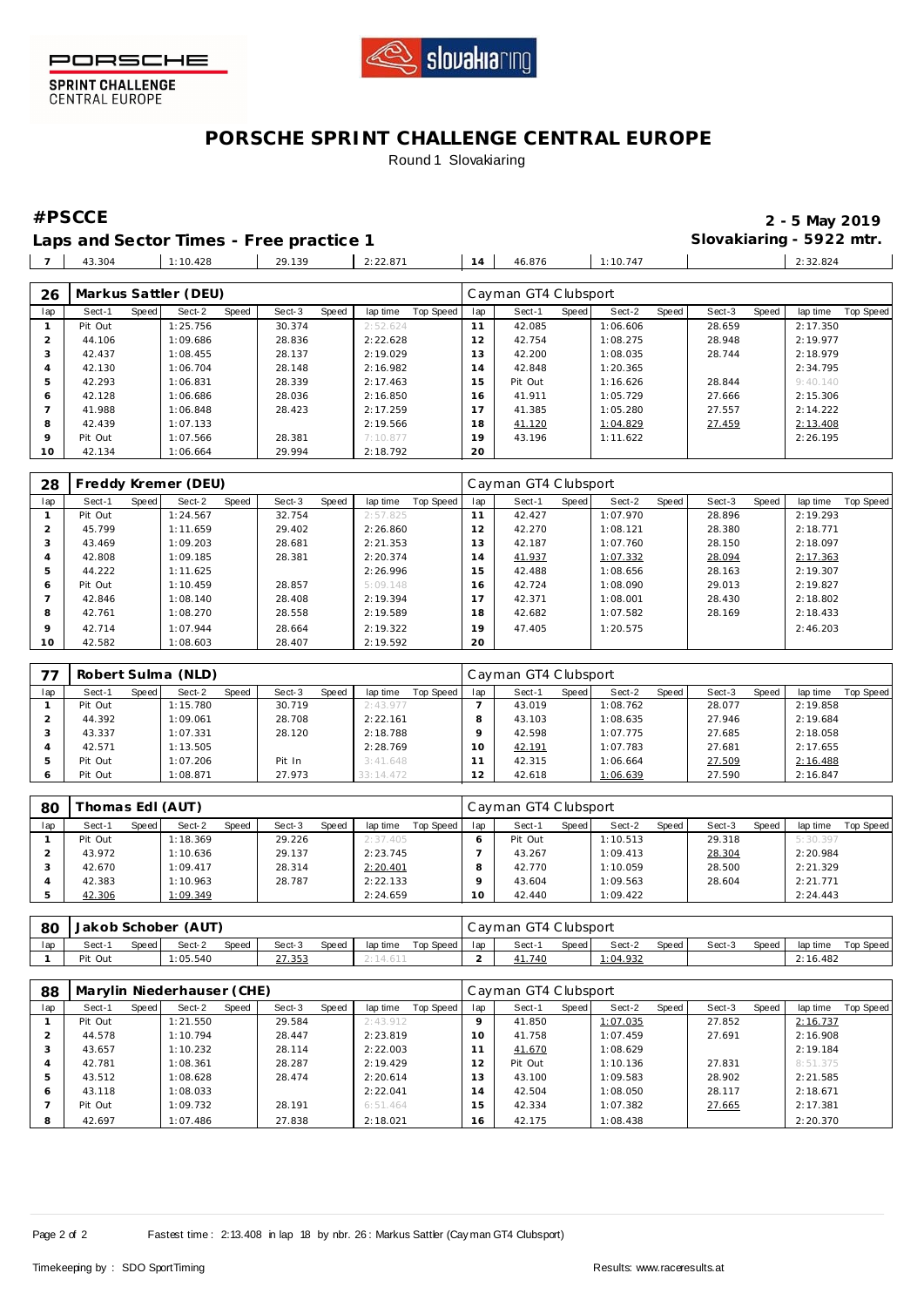# PORSCHE SPRINT CHALLENGE CENTRAL EUROPE

Round 1 Slovakiaring

## #PSCCE

**2 - 5 May 2019**

**Laps and Sector Times - Free practice 1**

**Slovakiaring - 5922 mtr.**

| lap | Sect-1 | Speed | Sect-2 | Speed | Sect-3 | Speed | lap time | Top Speed | lap | Sect-1 | Speed | Sect-2 | Speed | Sect-3 | Speed | lap time | Top Speed |
|---|---|---|---|---|---|---|---|---|---|---|---|---|---|---|---|---|---|
| 7 | 43.304 | | 1:10.428 | | 29.139 | | 2:22.871 | | 14 | 46.876 | | 1:10.747 | | | | 2:32.824 | |

### 26 Markus Sattler (DEU) — Cayman GT4 Clubsport

| lap | Sect-1 | Speed | Sect-2 | Speed | Sect-3 | Speed | lap time | Top Speed | lap | Sect-1 | Speed | Sect-2 | Speed | Sect-3 | Speed | lap time | Top Speed |
|---|---|---|---|---|---|---|---|---|---|---|---|---|---|---|---|---|---|
| 1 | Pit Out | | 1:25.756 | | 30.374 | | 2:52.624 | | 11 | 42.085 | | 1:06.606 | | 28.659 | | 2:17.350 | |
| 2 | 44.106 | | 1:09.686 | | 28.836 | | 2:22.628 | | 12 | 42.754 | | 1:08.275 | | 28.948 | | 2:19.977 | |
| 3 | 42.437 | | 1:08.455 | | 28.137 | | 2:19.029 | | 13 | 42.200 | | 1:08.035 | | 28.744 | | 2:18.979 | |
| 4 | 42.130 | | 1:06.704 | | 28.148 | | 2:16.982 | | 14 | 42.848 | | 1:20.365 | | | | 2:34.795 | |
| 5 | 42.293 | | 1:06.831 | | 28.339 | | 2:17.463 | | 15 | Pit Out | | 1:16.626 | | 28.844 | | 9:40.140 | |
| 6 | 42.128 | | 1:06.686 | | 28.036 | | 2:16.850 | | 16 | 41.911 | | 1:05.729 | | 27.666 | | 2:15.306 | |
| 7 | 41.988 | | 1:06.848 | | 28.423 | | 2:17.259 | | 17 | 41.385 | | 1:05.280 | | 27.557 | | 2:14.222 | |
| 8 | 42.439 | | 1:07.133 | | | | 2:19.566 | | 18 | 41.120 | | 1:04.829 | | 27.459 | | 2:13.408 | |
| 9 | Pit Out | | 1:07.566 | | 28.381 | | 7:10.877 | | 19 | 43.196 | | 1:11.622 | | | | 2:26.195 | |
| 10 | 42.134 | | 1:06.664 | | 29.994 | | 2:18.792 | | 20 | | | | | | | | |

### 28 Freddy Kremer (DEU) — Cayman GT4 Clubsport

| lap | Sect-1 | Speed | Sect-2 | Speed | Sect-3 | Speed | lap time | Top Speed | lap | Sect-1 | Speed | Sect-2 | Speed | Sect-3 | Speed | lap time | Top Speed |
|---|---|---|---|---|---|---|---|---|---|---|---|---|---|---|---|---|---|
| 1 | Pit Out | | 1:24.567 | | 32.754 | | 2:57.825 | | 11 | 42.427 | | 1:07.970 | | 28.896 | | 2:19.293 | |
| 2 | 45.799 | | 1:11.659 | | 29.402 | | 2:26.860 | | 12 | 42.270 | | 1:08.121 | | 28.380 | | 2:18.771 | |
| 3 | 43.469 | | 1:09.203 | | 28.681 | | 2:21.353 | | 13 | 42.187 | | 1:07.760 | | 28.150 | | 2:18.097 | |
| 4 | 42.808 | | 1:09.185 | | 28.381 | | 2:20.374 | | 14 | 41.937 | | 1:07.332 | | 28.094 | | 2:17.363 | |
| 5 | 44.222 | | 1:11.625 | | | | 2:26.996 | | 15 | 42.488 | | 1:08.656 | | 28.163 | | 2:19.307 | |
| 6 | Pit Out | | 1:10.459 | | 28.857 | | 5:09.148 | | 16 | 42.724 | | 1:08.090 | | 29.013 | | 2:19.827 | |
| 7 | 42.846 | | 1:08.140 | | 28.408 | | 2:19.394 | | 17 | 42.371 | | 1:08.001 | | 28.430 | | 2:18.802 | |
| 8 | 42.761 | | 1:08.270 | | 28.558 | | 2:19.589 | | 18 | 42.682 | | 1:07.582 | | 28.169 | | 2:18.433 | |
| 9 | 42.714 | | 1:07.944 | | 28.664 | | 2:19.322 | | 19 | 47.405 | | 1:20.575 | | | | 2:46.203 | |
| 10 | 42.582 | | 1:08.603 | | 28.407 | | 2:19.592 | | 20 | | | | | | | | |

### 77 Robert Sulma (NLD) — Cayman GT4 Clubsport

| lap | Sect-1 | Speed | Sect-2 | Speed | Sect-3 | Speed | lap time | Top Speed | lap | Sect-1 | Speed | Sect-2 | Speed | Sect-3 | Speed | lap time | Top Speed |
|---|---|---|---|---|---|---|---|---|---|---|---|---|---|---|---|---|---|
| 1 | Pit Out | | 1:15.780 | | 30.719 | | 2:43.977 | | 7 | 43.019 | | 1:08.762 | | 28.077 | | 2:19.858 | |
| 2 | 44.392 | | 1:09.061 | | 28.708 | | 2:22.161 | | 8 | 43.103 | | 1:08.635 | | 27.946 | | 2:19.684 | |
| 3 | 43.337 | | 1:07.331 | | 28.120 | | 2:18.788 | | 9 | 42.598 | | 1:07.775 | | 27.685 | | 2:18.058 | |
| 4 | 42.571 | | 1:13.505 | | | | 2:28.769 | | 10 | 42.191 | | 1:07.783 | | 27.681 | | 2:17.655 | |
| 5 | Pit Out | | 1:07.206 | | Pit In | | 3:41.648 | | 11 | 42.315 | | 1:06.664 | | 27.509 | | 2:16.488 | |
| 6 | Pit Out | | 1:08.871 | | 27.973 | | 33:14.472 | | 12 | 42.618 | | 1:06.639 | | 27.590 | | 2:16.847 | |

### 80 Thomas Edl (AUT) — Cayman GT4 Clubsport

| lap | Sect-1 | Speed | Sect-2 | Speed | Sect-3 | Speed | lap time | Top Speed | lap | Sect-1 | Speed | Sect-2 | Speed | Sect-3 | Speed | lap time | Top Speed |
|---|---|---|---|---|---|---|---|---|---|---|---|---|---|---|---|---|---|
| 1 | Pit Out | | 1:18.369 | | 29.226 | | 2:37.405 | | 6 | Pit Out | | 1:10.513 | | 29.318 | | 5:30.397 | |
| 2 | 43.972 | | 1:10.636 | | 29.137 | | 2:23.745 | | 7 | 43.267 | | 1:09.413 | | 28.304 | | 2:20.984 | |
| 3 | 42.670 | | 1:09.417 | | 28.314 | | 2:20.401 | | 8 | 42.770 | | 1:10.059 | | 28.500 | | 2:21.329 | |
| 4 | 42.383 | | 1:10.963 | | 28.787 | | 2:22.133 | | 9 | 43.604 | | 1:09.563 | | 28.604 | | 2:21.771 | |
| 5 | 42.306 | | 1:09.349 | | | | 2:24.659 | | 10 | 42.440 | | 1:09.422 | | | | 2:24.443 | |

### 80 Jakob Schober (AUT) — Cayman GT4 Clubsport

| lap | Sect-1 | Speed | Sect-2 | Speed | Sect-3 | Speed | lap time | Top Speed | lap | Sect-1 | Speed | Sect-2 | Speed | Sect-3 | Speed | lap time | Top Speed |
|---|---|---|---|---|---|---|---|---|---|---|---|---|---|---|---|---|---|
| 1 | Pit Out | | 1:05.540 | | 27.353 | | 2:14.611 | | 2 | 41.740 | | 1:04.932 | | | | 2:16.482 | |

### 88 Marylin Niederhauser (CHE) — Cayman GT4 Clubsport

| lap | Sect-1 | Speed | Sect-2 | Speed | Sect-3 | Speed | lap time | Top Speed | lap | Sect-1 | Speed | Sect-2 | Speed | Sect-3 | Speed | lap time | Top Speed |
|---|---|---|---|---|---|---|---|---|---|---|---|---|---|---|---|---|---|
| 1 | Pit Out | | 1:21.550 | | 29.584 | | 2:43.912 | | 9 | 41.850 | | 1:07.035 | | 27.852 | | 2:16.737 | |
| 2 | 44.578 | | 1:10.794 | | 28.447 | | 2:23.819 | | 10 | 41.758 | | 1:07.459 | | 27.691 | | 2:16.908 | |
| 3 | 43.657 | | 1:10.232 | | 28.114 | | 2:22.003 | | 11 | 41.670 | | 1:08.629 | | | | 2:19.184 | |
| 4 | 42.781 | | 1:08.361 | | 28.287 | | 2:19.429 | | 12 | Pit Out | | 1:10.136 | | 27.831 | | 8:51.375 | |
| 5 | 43.512 | | 1:08.628 | | 28.474 | | 2:20.614 | | 13 | 43.100 | | 1:09.583 | | 28.902 | | 2:21.585 | |
| 6 | 43.118 | | 1:08.033 | | | | 2:22.041 | | 14 | 42.504 | | 1:08.050 | | 28.117 | | 2:18.671 | |
| 7 | Pit Out | | 1:09.732 | | 28.191 | | 6:51.464 | | 15 | 42.334 | | 1:07.382 | | 27.665 | | 2:17.381 | |
| 8 | 42.697 | | 1:07.486 | | 27.838 | | 2:18.021 | | 16 | 42.175 | | 1:08.438 | | | | 2:20.370 | |

Fastest time : 2:13.408 in lap 18 by nbr. 26 : Markus Sattler (Cayman GT4 Clubsport)

Timekeeping by : SDO SportTiming

Results: www.raceresults.at